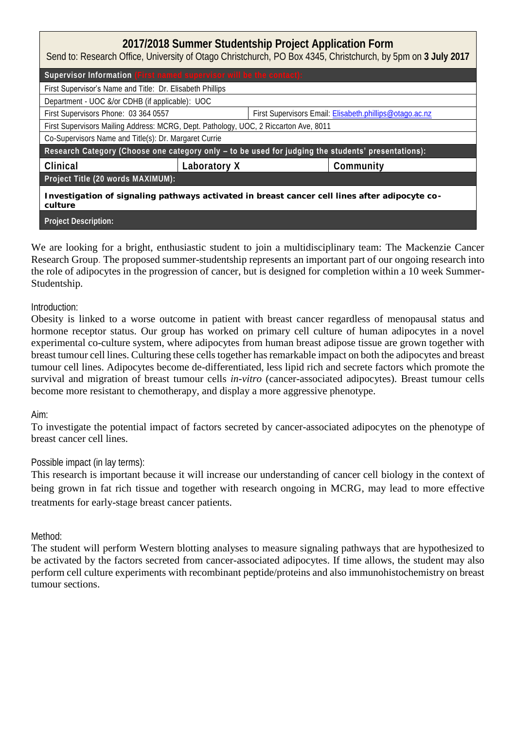# 2017/2018 Summer Studentship Project Application Form

Send to: Research Office, University of Otago Christchurch, PO Box 4345, Christchurch, by 5pm on **3 July 2017**

| **Supervisor Information (First named supervisor will be the contact):** | |
|---|---|
| First Supervisor's Name and Title: Dr. Elisabeth Phillips | |
| Department - UOC &/or CDHB (if applicable): UOC | |
| First Supervisors Phone: 03 364 0557 | First Supervisors Email: Elisabeth.phillips@otago.ac.nz |
| First Supervisors Mailing Address: MCRG, Dept. Pathology, UOC, 2 Riccarton Ave, 8011 | |
| Co-Supervisors Name and Title(s): Dr. Margaret Currie | |

**Research Category (Choose one category only – to be used for judging the students' presentations):**

| Clinical | Laboratory X | Community |
|---|---|---|

**Project Title (20 words MAXIMUM):**

**Investigation of signaling pathways activated in breast cancer cell lines after adipocyte co-culture**

**Project Description:**

We are looking for a bright, enthusiastic student to join a multidisciplinary team: The Mackenzie Cancer Research Group. The proposed summer-studentship represents an important part of our ongoing research into the role of adipocytes in the progression of cancer, but is designed for completion within a 10 week Summer-Studentship.

Introduction:

Obesity is linked to a worse outcome in patient with breast cancer regardless of menopausal status and hormone receptor status. Our group has worked on primary cell culture of human adipocytes in a novel experimental co-culture system, where adipocytes from human breast adipose tissue are grown together with breast tumour cell lines. Culturing these cells together has remarkable impact on both the adipocytes and breast tumour cell lines. Adipocytes become de-differentiated, less lipid rich and secrete factors which promote the survival and migration of breast tumour cells *in-vitro* (cancer-associated adipocytes). Breast tumour cells become more resistant to chemotherapy, and display a more aggressive phenotype.

Aim:

To investigate the potential impact of factors secreted by cancer-associated adipocytes on the phenotype of breast cancer cell lines.

Possible impact (in lay terms):

This research is important because it will increase our understanding of cancer cell biology in the context of being grown in fat rich tissue and together with research ongoing in MCRG, may lead to more effective treatments for early-stage breast cancer patients.

Method:

The student will perform Western blotting analyses to measure signaling pathways that are hypothesized to be activated by the factors secreted from cancer-associated adipocytes. If time allows, the student may also perform cell culture experiments with recombinant peptide/proteins and also immunohistochemistry on breast tumour sections.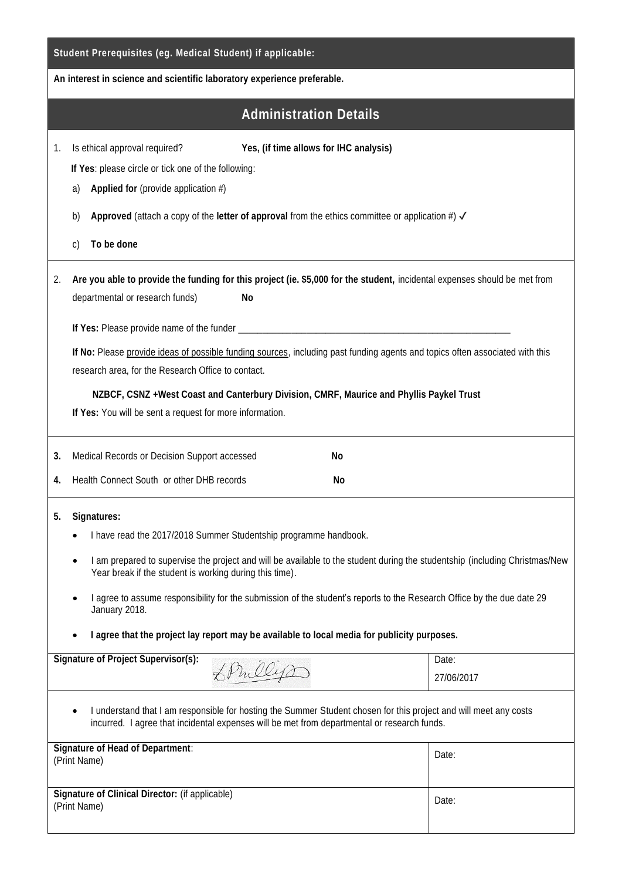**Student Prerequisites (eg. Medical Student) if applicable:**

**An interest in science and scientific laboratory experience preferable.**

## Administration Details

1. Is ethical approval required? **Yes, (if time allows for IHC analysis)**

   **If Yes**: please circle or tick one of the following:

   a) **Applied for** (provide application #)

   b) **Approved** (attach a copy of the **letter of approval** from the ethics committee or application #) ✓

   c) **To be done**

2. **Are you able to provide the funding for this project (ie. $5,000 for the student,** incidental expenses should be met from departmental or research funds) **No**

   **If Yes:** Please provide name of the funder \_\_\_\_\_\_\_\_\_\_\_\_\_\_\_\_\_\_\_\_\_\_\_\_\_\_\_\_\_\_\_\_\_\_\_\_\_\_\_\_\_\_\_\_\_\_\_\_\_\_\_\_\_\_\_\_

   **If No:** Please provide ideas of possible funding sources, including past funding agents and topics often associated with this research area, for the Research Office to contact.

   **NZBCF, CSNZ +West Coast and Canterbury Division, CMRF, Maurice and Phyllis Paykel Trust**

   **If Yes:** You will be sent a request for more information.

**3.** Medical Records or Decision Support accessed **No**

**4.** Health Connect South or other DHB records **No**

**5.** **Signatures:**

- I have read the 2017/2018 Summer Studentship programme handbook.
- I am prepared to supervise the project and will be available to the student during the studentship (including Christmas/New Year break if the student is working during this time).
- I agree to assume responsibility for the submission of the student's reports to the Research Office by the due date 29 January 2018.
- **I agree that the project lay report may be available to local media for publicity purposes.**

| | |
|---|---|
| **Signature of Project Supervisor(s):** L Phillips | Date: 27/06/2017 |

- I understand that I am responsible for hosting the Summer Student chosen for this project and will meet any costs incurred. I agree that incidental expenses will be met from departmental or research funds.

| | |
|---|---|
| **Signature of Head of Department**: (Print Name) | Date: |
| **Signature of Clinical Director:** (if applicable) (Print Name) | Date: |